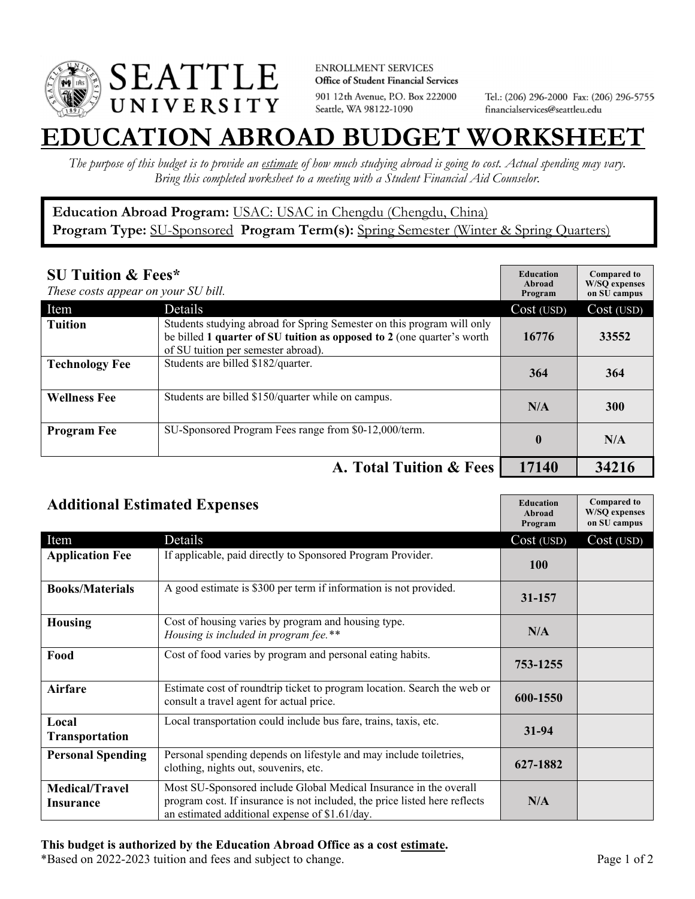SEATTLE UNIVERSITY

ENROLLMENT SERVICES
**Office of Student Financial Services**
901 12th Avenue, P.O. Box 222000
Seattle, WA 98122-1090

Tel.: (206) 296-2000 Fax: (206) 296-5755
financialservices@seattleu.edu

# EDUCATION ABROAD BUDGET WORKSHEET

*The purpose of this budget is to provide an estimate of how much studying abroad is going to cost. Actual spending may vary. Bring this completed worksheet to a meeting with a Student Financial Aid Counselor.*

**Education Abroad Program:** USAC: USAC in Chengdu (Chengdu, China)
**Program Type:** SU-Sponsored **Program Term(s):** Spring Semester (Winter & Spring Quarters)

## SU Tuition & Fees*

*These costs appear on your SU bill.*

| Item | Details | Education Abroad Program Cost (USD) | Compared to W/SQ expenses on SU campus Cost (USD) |
|---|---|---|---|
| **Tuition** | Students studying abroad for Spring Semester on this program will only be billed **1 quarter of SU tuition as opposed to 2** (one quarter's worth of SU tuition per semester abroad). | 16776 | 33552 |
| **Technology Fee** | Students are billed $182/quarter. | 364 | 364 |
| **Wellness Fee** | Students are billed $150/quarter while on campus. | N/A | 300 |
| **Program Fee** | SU-Sponsored Program Fees range from $0-12,000/term. | 0 | N/A |
| | **A. Total Tuition & Fees** | **17140** | **34216** |

## Additional Estimated Expenses

| Item | Details | Education Abroad Program Cost (USD) | Compared to W/SQ expenses on SU campus Cost (USD) |
|---|---|---|---|
| **Application Fee** | If applicable, paid directly to Sponsored Program Provider. | 100 | |
| **Books/Materials** | A good estimate is $300 per term if information is not provided. | 31-157 | |
| **Housing** | Cost of housing varies by program and housing type. *Housing is included in program fee.*** | N/A | |
| **Food** | Cost of food varies by program and personal eating habits. | 753-1255 | |
| **Airfare** | Estimate cost of roundtrip ticket to program location. Search the web or consult a travel agent for actual price. | 600-1550 | |
| **Local Transportation** | Local transportation could include bus fare, trains, taxis, etc. | 31-94 | |
| **Personal Spending** | Personal spending depends on lifestyle and may include toiletries, clothing, nights out, souvenirs, etc. | 627-1882 | |
| **Medical/Travel Insurance** | Most SU-Sponsored include Global Medical Insurance in the overall program cost. If insurance is not included, the price listed here reflects an estimated additional expense of $1.61/day. | N/A | |

**This budget is authorized by the Education Abroad Office as a cost estimate.**

*Based on 2022-2023 tuition and fees and subject to change.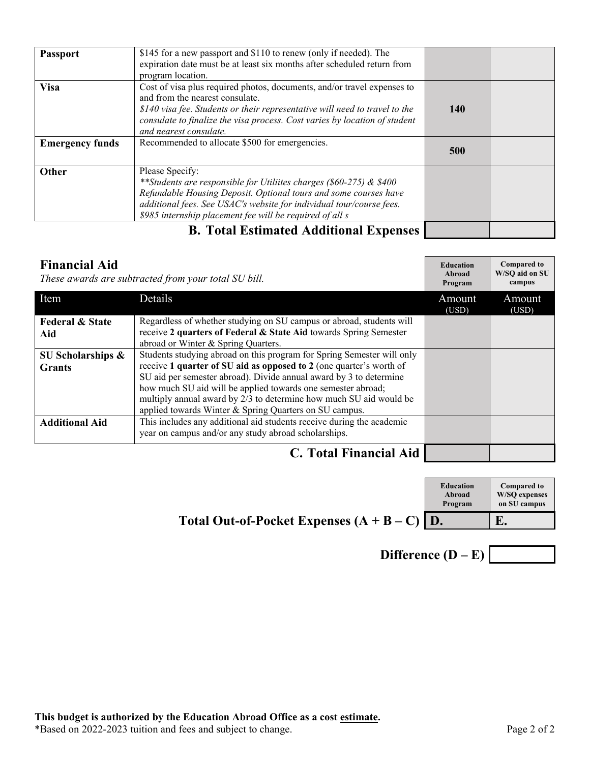| | | | |
|---|---|---|---|
| **Passport** | $145 for a new passport and $110 to renew (only if needed). The expiration date must be at least six months after scheduled return from program location. | | |
| **Visa** | Cost of visa plus required photos, documents, and/or travel expenses to and from the nearest consulate. *$140 visa fee. Students or their representative will need to travel to the consulate to finalize the visa process. Cost varies by location of student and nearest consulate.* | **140** | |
| **Emergency funds** | Recommended to allocate $500 for emergencies. | **500** | |
| **Other** | Please Specify: ***Students are responsible for Utiliites charges ($60-275) & $400 Refundable Housing Deposit. Optional tours and some courses have additional fees. See USAC's website for individual tour/course fees. $985 internship placement fee will be required of all s* | | |
| | **B. Total Estimated Additional Expenses** | | |

## Financial Aid

*These awards are subtracted from your total SU bill.*

| Item | Details | Education Abroad Program Amount (USD) | Compared to W/SQ aid on SU campus Amount (USD) |
|---|---|---|---|
| **Federal & State Aid** | Regardless of whether studying on SU campus or abroad, students will receive **2 quarters of Federal & State Aid** towards Spring Semester abroad or Winter & Spring Quarters. | | |
| **SU Scholarships & Grants** | Students studying abroad on this program for Spring Semester will only receive **1 quarter of SU aid as opposed to 2** (one quarter's worth of SU aid per semester abroad). Divide annual award by 3 to determine how much SU aid will be applied towards one semester abroad; multiply annual award by 2/3 to determine how much SU aid would be applied towards Winter & Spring Quarters on SU campus. | | |
| **Additional Aid** | This includes any additional aid students receive during the academic year on campus and/or any study abroad scholarships. | | |
| | **C. Total Financial Aid** | | |

| | Education Abroad Program | Compared to W/SQ expenses on SU campus |
|---|---|---|
| **Total Out-of-Pocket Expenses (A + B – C)** | **D.** | **E.** |

**Difference (D – E)**

**This budget is authorized by the Education Abroad Office as a cost estimate.**

*Based on 2022-2023 tuition and fees and subject to change.